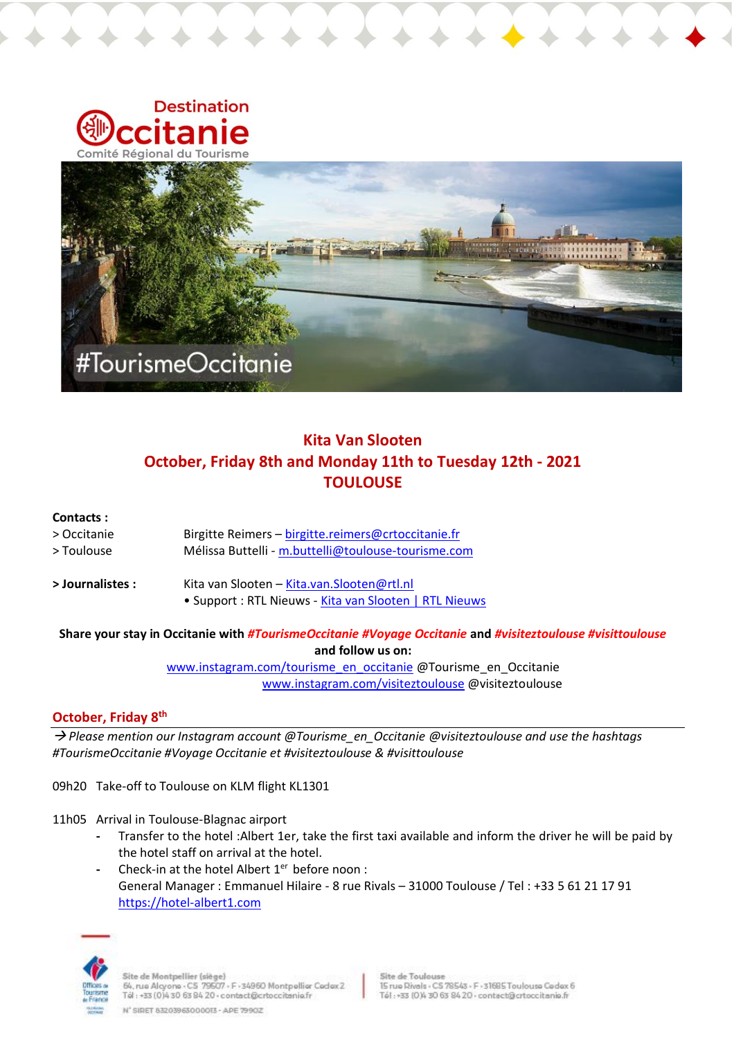Destination Occitanie
Comité Régional du Tourisme

#TourismeOccitanie

## Kita Van Slooten
## October, Friday 8th and Monday 11th to Tuesday 12th - 2021
## TOULOUSE

**Contacts :**

> Occitanie — Birgitte Reimers – birgitte.reimers@crtoccitanie.fr
> Toulouse — Mélissa Buttelli - m.buttelli@toulouse-tourisme.com

**> Journalistes :** Kita van Slooten – Kita.van.Slooten@rtl.nl
• Support : RTL Nieuws - Kita van Slooten | RTL Nieuws

**Share your stay in Occitanie with *#TourismeOccitanie #Voyage Occitanie* and *#visiteztoulouse #visittoulouse* and follow us on:**

www.instagram.com/tourisme_en_occitanie @Tourisme_en_Occitanie
www.instagram.com/visiteztoulouse @visiteztoulouse

### October, Friday 8th

→ *Please mention our Instagram account @Tourisme_en_Occitanie @visiteztoulouse and use the hashtags #TourismeOccitanie #Voyage Occitanie et #visiteztoulouse & #visittoulouse*

09h20 Take-off to Toulouse on KLM flight KL1301

11h05 Arrival in Toulouse-Blagnac airport

- Transfer to the hotel :Albert 1er, take the first taxi available and inform the driver he will be paid by the hotel staff on arrival at the hotel.
- Check-in at the hotel Albert 1er before noon :
  General Manager : Emmanuel Hilaire - 8 rue Rivals – 31000 Toulouse / Tel : +33 5 61 21 17 91
  https://hotel-albert1.com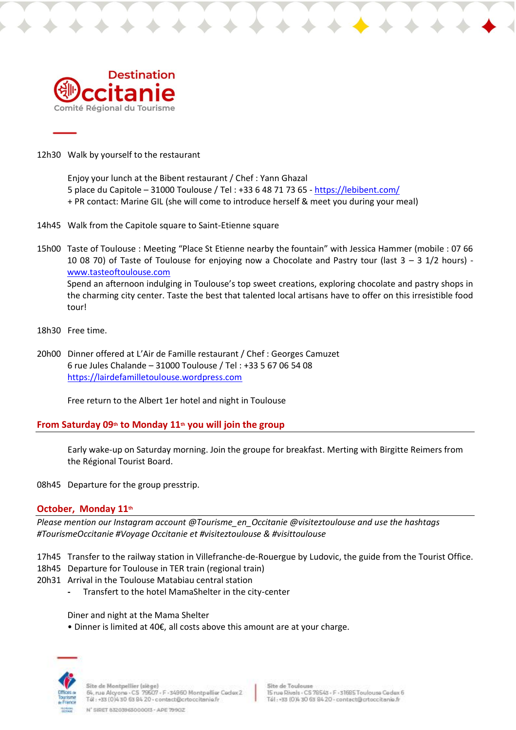12h30 Walk by yourself to the restaurant

Enjoy your lunch at the Bibent restaurant / Chef : Yann Ghazal
5 place du Capitole – 31000 Toulouse / Tel : +33 6 48 71 73 65 - https://lebibent.com/
+ PR contact: Marine GIL (she will come to introduce herself & meet you during your meal)

14h45 Walk from the Capitole square to Saint-Etienne square

15h00 Taste of Toulouse : Meeting “Place St Etienne nearby the fountain” with Jessica Hammer (mobile : 07 66 10 08 70) of Taste of Toulouse for enjoying now a Chocolate and Pastry tour (last 3 – 3 1/2 hours) - www.tasteoftoulouse.com
Spend an afternoon indulging in Toulouse’s top sweet creations, exploring chocolate and pastry shops in the charming city center. Taste the best that talented local artisans have to offer on this irresistible food tour!

18h30 Free time.

20h00 Dinner offered at L’Air de Famille restaurant / Chef : Georges Camuzet
6 rue Jules Chalande – 31000 Toulouse / Tel : +33 5 67 06 54 08
https://lairdefamilletoulouse.wordpress.com

Free return to the Albert 1er hotel and night in Toulouse

## From Saturday 09th to Monday 11th you will join the group

Early wake-up on Saturday morning. Join the groupe for breakfast. Merting with Birgitte Reimers from the Régional Tourist Board.

08h45 Departure for the group presstrip.

## October, Monday 11th

*Please mention our Instagram account @Tourisme_en_Occitanie @visiteztoulouse and use the hashtags #TourismeOccitanie #Voyage Occitanie et #visiteztoulouse & #visittoulouse*

17h45 Transfer to the railway station in Villefranche-de-Rouergue by Ludovic, the guide from the Tourist Office.
18h45 Departure for Toulouse in TER train (regional train)
20h31 Arrival in the Toulouse Matabiau central station
- Transfert to the hotel MamaShelter in the city-center

Diner and night at the Mama Shelter
• Dinner is limited at 40€, all costs above this amount are at your charge.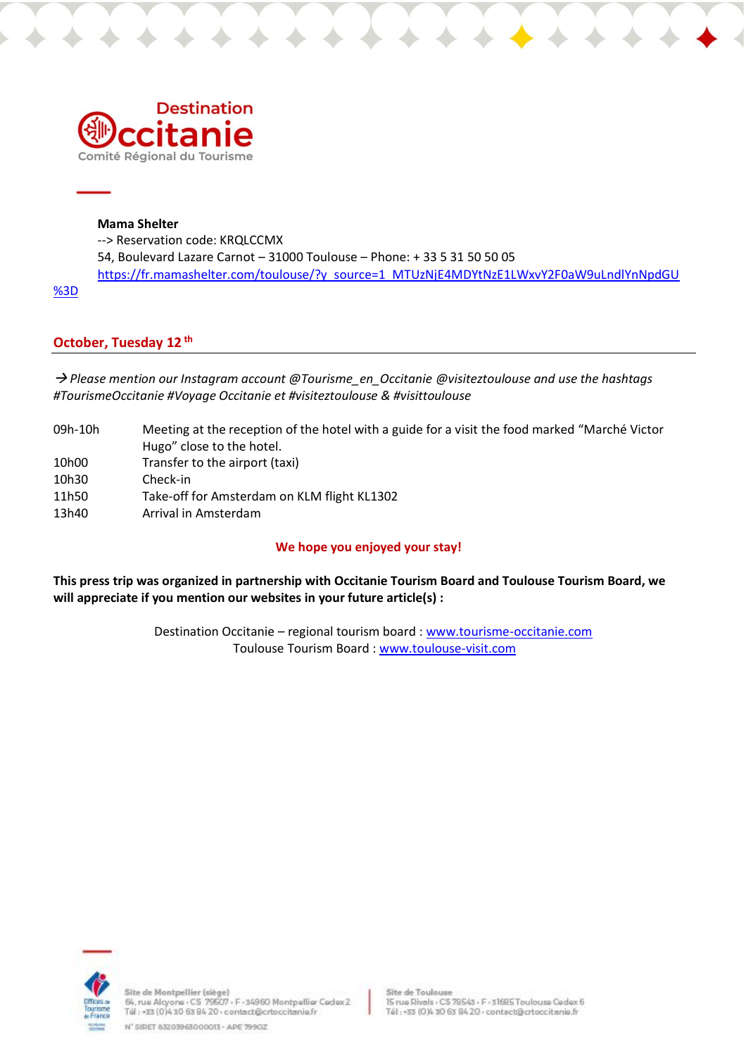**Mama Shelter**
--> Reservation code: KRQLCCMX
54, Boulevard Lazare Carnot – 31000 Toulouse – Phone: + 33 5 31 50 50 05
https://fr.mamashelter.com/toulouse/?y_source=1_MTUzNjE4MDYtNzE1LWxvY2F0aW9uLndlYnNpdGU%3D

## October, Tuesday 12 th

→ *Please mention our Instagram account @Tourisme_en_Occitanie @visiteztoulouse and use the hashtags #TourismeOccitanie #Voyage Occitanie et #visiteztoulouse & #visittoulouse*

| | |
|---|---|
| 09h-10h | Meeting at the reception of the hotel with a guide for a visit the food marked "Marché Victor Hugo" close to the hotel. |
| 10h00 | Transfer to the airport (taxi) |
| 10h30 | Check-in |
| 11h50 | Take-off for Amsterdam on KLM flight KL1302 |
| 13h40 | Arrival in Amsterdam |

**We hope you enjoyed your stay!**

**This press trip was organized in partnership with Occitanie Tourism Board and Toulouse Tourism Board, we will appreciate if you mention our websites in your future article(s) :**

Destination Occitanie – regional tourism board : www.tourisme-occitanie.com
Toulouse Tourism Board : www.toulouse-visit.com